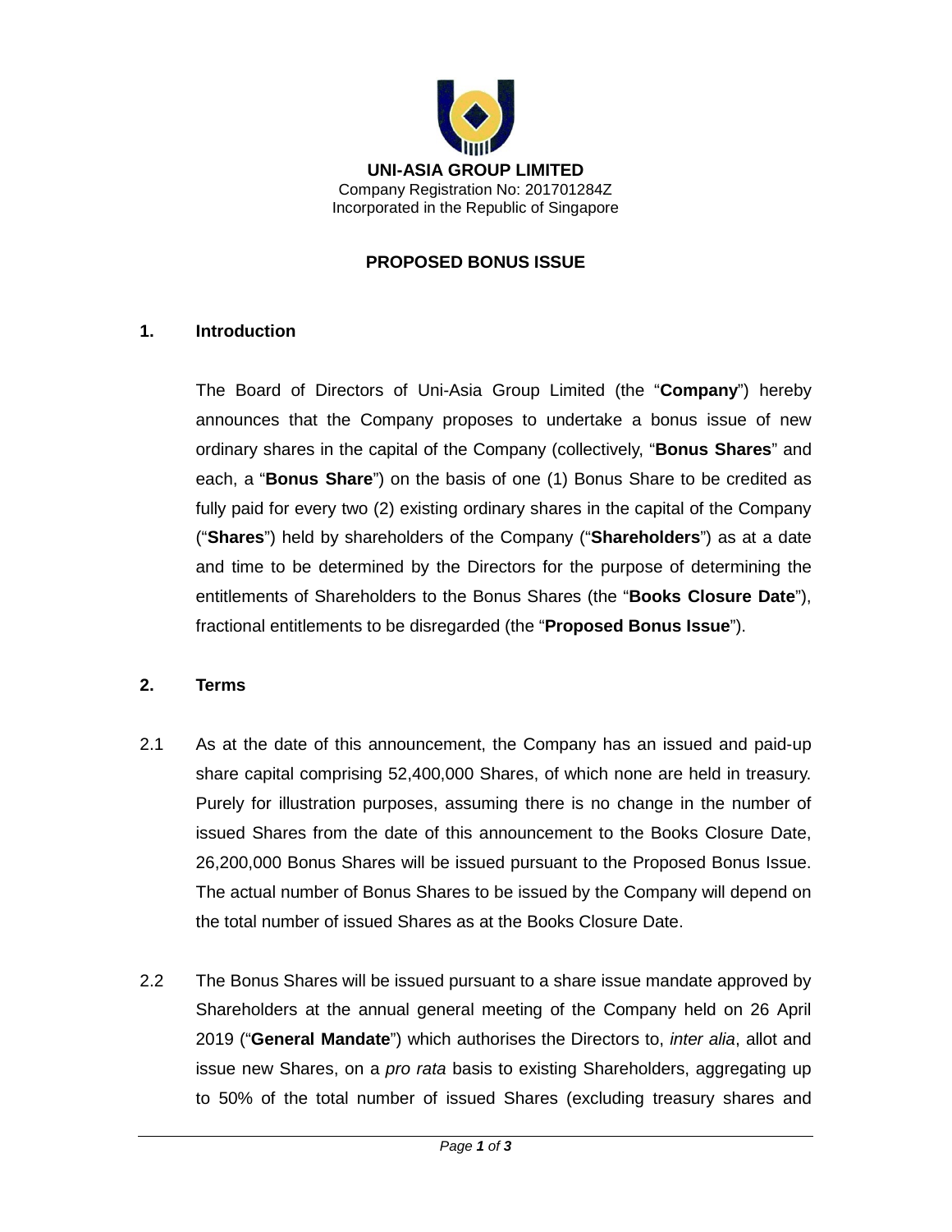**UNI-ASIA GROUP LIMITED**
Company Registration No: 201701284Z
Incorporated in the Republic of Singapore

# PROPOSED BONUS ISSUE

## 1. Introduction

The Board of Directors of Uni-Asia Group Limited (the "**Company**") hereby announces that the Company proposes to undertake a bonus issue of new ordinary shares in the capital of the Company (collectively, "**Bonus Shares**" and each, a "**Bonus Share**") on the basis of one (1) Bonus Share to be credited as fully paid for every two (2) existing ordinary shares in the capital of the Company ("**Shares**") held by shareholders of the Company ("**Shareholders**") as at a date and time to be determined by the Directors for the purpose of determining the entitlements of Shareholders to the Bonus Shares (the "**Books Closure Date**"), fractional entitlements to be disregarded (the "**Proposed Bonus Issue**").

## 2. Terms

2.1 As at the date of this announcement, the Company has an issued and paid-up share capital comprising 52,400,000 Shares, of which none are held in treasury. Purely for illustration purposes, assuming there is no change in the number of issued Shares from the date of this announcement to the Books Closure Date, 26,200,000 Bonus Shares will be issued pursuant to the Proposed Bonus Issue. The actual number of Bonus Shares to be issued by the Company will depend on the total number of issued Shares as at the Books Closure Date.

2.2 The Bonus Shares will be issued pursuant to a share issue mandate approved by Shareholders at the annual general meeting of the Company held on 26 April 2019 ("**General Mandate**") which authorises the Directors to, *inter alia*, allot and issue new Shares, on a *pro rata* basis to existing Shareholders, aggregating up to 50% of the total number of issued Shares (excluding treasury shares and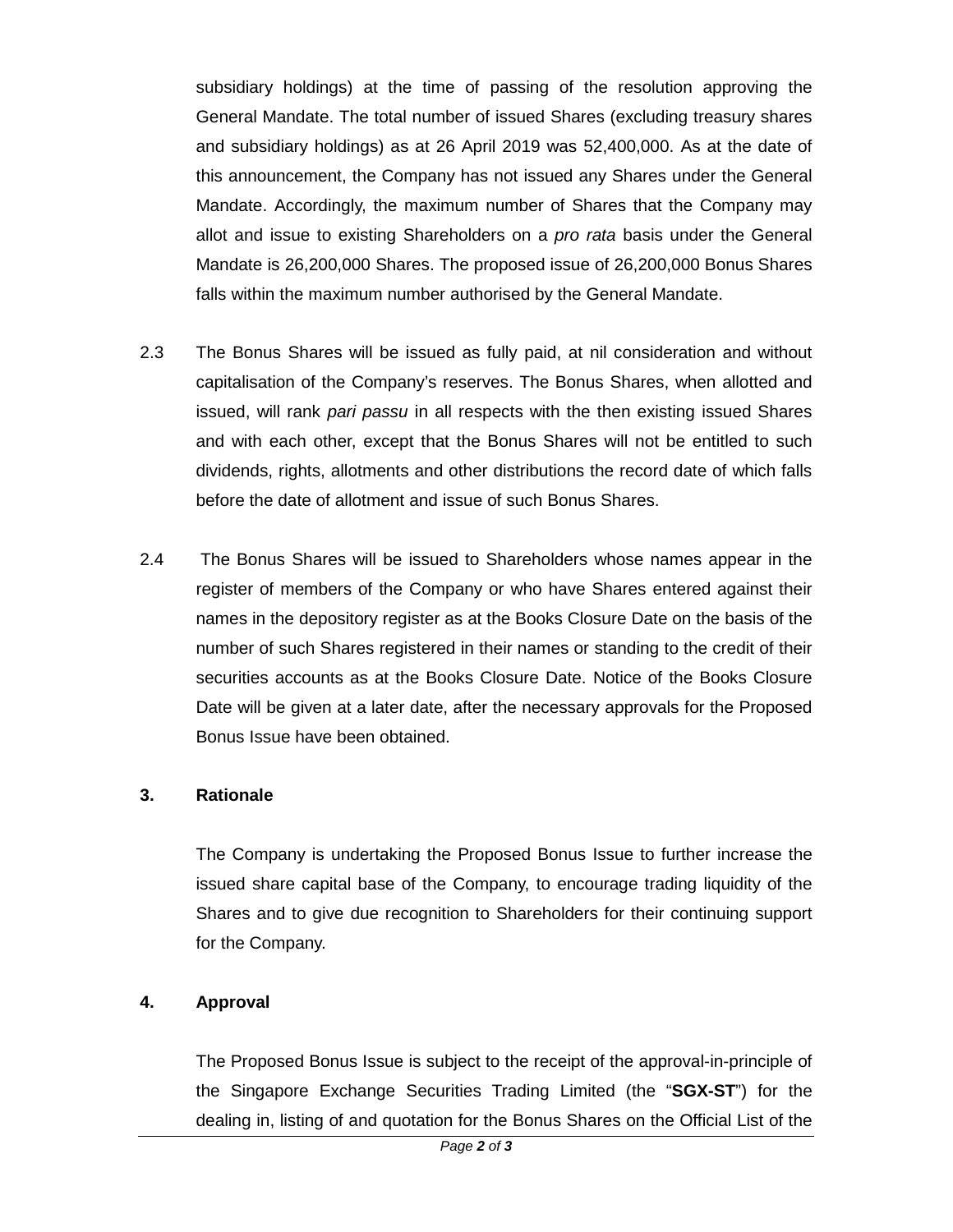subsidiary holdings) at the time of passing of the resolution approving the General Mandate. The total number of issued Shares (excluding treasury shares and subsidiary holdings) as at 26 April 2019 was 52,400,000. As at the date of this announcement, the Company has not issued any Shares under the General Mandate. Accordingly, the maximum number of Shares that the Company may allot and issue to existing Shareholders on a *pro rata* basis under the General Mandate is 26,200,000 Shares. The proposed issue of 26,200,000 Bonus Shares falls within the maximum number authorised by the General Mandate.

2.3 The Bonus Shares will be issued as fully paid, at nil consideration and without capitalisation of the Company's reserves. The Bonus Shares, when allotted and issued, will rank *pari passu* in all respects with the then existing issued Shares and with each other, except that the Bonus Shares will not be entitled to such dividends, rights, allotments and other distributions the record date of which falls before the date of allotment and issue of such Bonus Shares.

2.4 The Bonus Shares will be issued to Shareholders whose names appear in the register of members of the Company or who have Shares entered against their names in the depository register as at the Books Closure Date on the basis of the number of such Shares registered in their names or standing to the credit of their securities accounts as at the Books Closure Date. Notice of the Books Closure Date will be given at a later date, after the necessary approvals for the Proposed Bonus Issue have been obtained.

## 3. Rationale

The Company is undertaking the Proposed Bonus Issue to further increase the issued share capital base of the Company, to encourage trading liquidity of the Shares and to give due recognition to Shareholders for their continuing support for the Company.

## 4. Approval

The Proposed Bonus Issue is subject to the receipt of the approval-in-principle of the Singapore Exchange Securities Trading Limited (the "**SGX-ST**") for the dealing in, listing of and quotation for the Bonus Shares on the Official List of the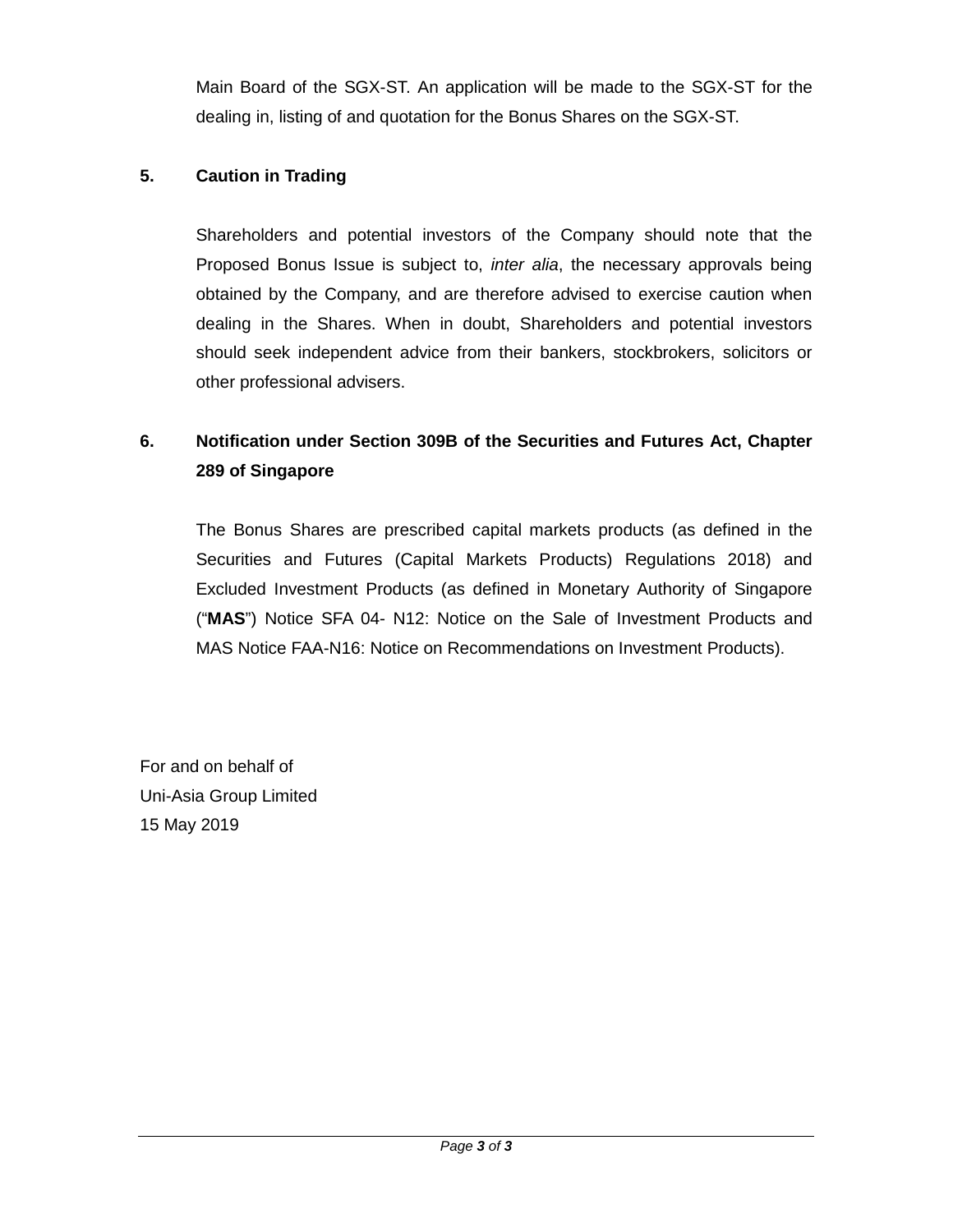Main Board of the SGX-ST. An application will be made to the SGX-ST for the dealing in, listing of and quotation for the Bonus Shares on the SGX-ST.

**5. Caution in Trading**

Shareholders and potential investors of the Company should note that the Proposed Bonus Issue is subject to, *inter alia*, the necessary approvals being obtained by the Company, and are therefore advised to exercise caution when dealing in the Shares. When in doubt, Shareholders and potential investors should seek independent advice from their bankers, stockbrokers, solicitors or other professional advisers.

**6. Notification under Section 309B of the Securities and Futures Act, Chapter 289 of Singapore**

The Bonus Shares are prescribed capital markets products (as defined in the Securities and Futures (Capital Markets Products) Regulations 2018) and Excluded Investment Products (as defined in Monetary Authority of Singapore ("**MAS**") Notice SFA 04- N12: Notice on the Sale of Investment Products and MAS Notice FAA-N16: Notice on Recommendations on Investment Products).

For and on behalf of
Uni-Asia Group Limited
15 May 2019